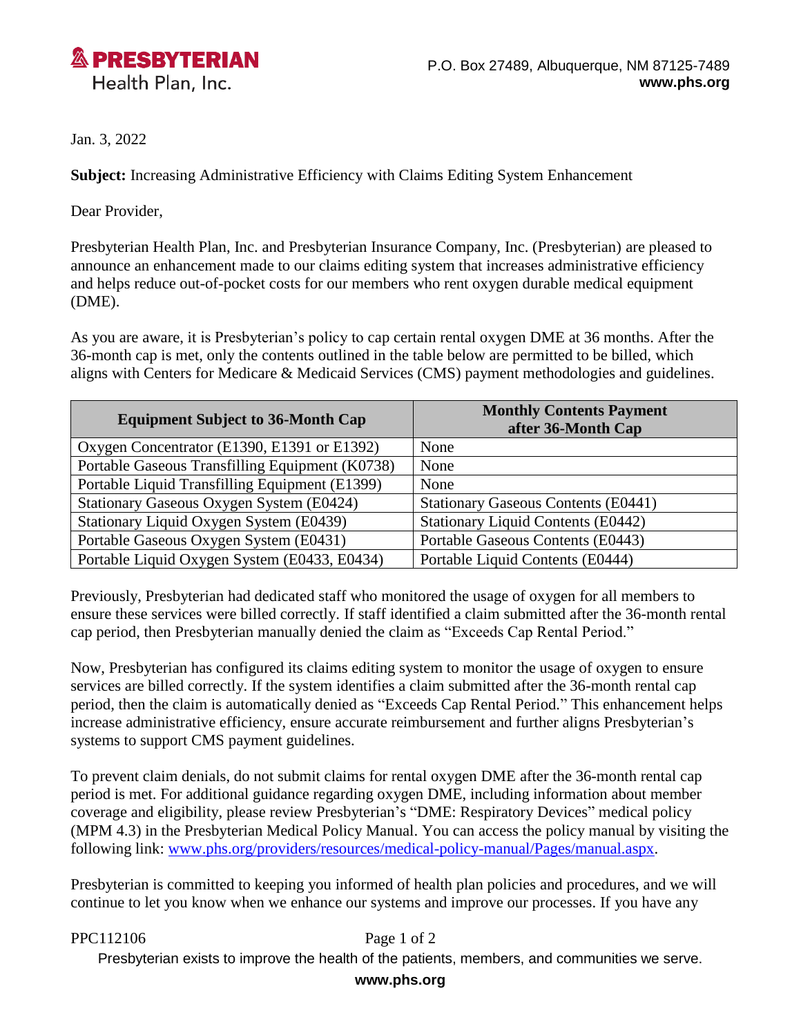**PRESBYTERIAN**
Health Plan, Inc.

P.O. Box 27489, Albuquerque, NM 87125-7489
**www.phs.org**

Jan. 3, 2022

**Subject:** Increasing Administrative Efficiency with Claims Editing System Enhancement

Dear Provider,

Presbyterian Health Plan, Inc. and Presbyterian Insurance Company, Inc. (Presbyterian) are pleased to announce an enhancement made to our claims editing system that increases administrative efficiency and helps reduce out-of-pocket costs for our members who rent oxygen durable medical equipment (DME).

As you are aware, it is Presbyterian's policy to cap certain rental oxygen DME at 36 months. After the 36-month cap is met, only the contents outlined in the table below are permitted to be billed, which aligns with Centers for Medicare & Medicaid Services (CMS) payment methodologies and guidelines.

| Equipment Subject to 36-Month Cap | Monthly Contents Payment after 36-Month Cap |
|---|---|
| Oxygen Concentrator (E1390, E1391 or E1392) | None |
| Portable Gaseous Transfilling Equipment (K0738) | None |
| Portable Liquid Transfilling Equipment (E1399) | None |
| Stationary Gaseous Oxygen System (E0424) | Stationary Gaseous Contents (E0441) |
| Stationary Liquid Oxygen System (E0439) | Stationary Liquid Contents (E0442) |
| Portable Gaseous Oxygen System (E0431) | Portable Gaseous Contents (E0443) |
| Portable Liquid Oxygen System (E0433, E0434) | Portable Liquid Contents (E0444) |

Previously, Presbyterian had dedicated staff who monitored the usage of oxygen for all members to ensure these services were billed correctly. If staff identified a claim submitted after the 36-month rental cap period, then Presbyterian manually denied the claim as "Exceeds Cap Rental Period."

Now, Presbyterian has configured its claims editing system to monitor the usage of oxygen to ensure services are billed correctly. If the system identifies a claim submitted after the 36-month rental cap period, then the claim is automatically denied as "Exceeds Cap Rental Period." This enhancement helps increase administrative efficiency, ensure accurate reimbursement and further aligns Presbyterian's systems to support CMS payment guidelines.

To prevent claim denials, do not submit claims for rental oxygen DME after the 36-month rental cap period is met. For additional guidance regarding oxygen DME, including information about member coverage and eligibility, please review Presbyterian's "DME: Respiratory Devices" medical policy (MPM 4.3) in the Presbyterian Medical Policy Manual. You can access the policy manual by visiting the following link: [www.phs.org/providers/resources/medical-policy-manual/Pages/manual.aspx](www.phs.org/providers/resources/medical-policy-manual/Pages/manual.aspx).

Presbyterian is committed to keeping you informed of health plan policies and procedures, and we will continue to let you know when we enhance our systems and improve our processes. If you have any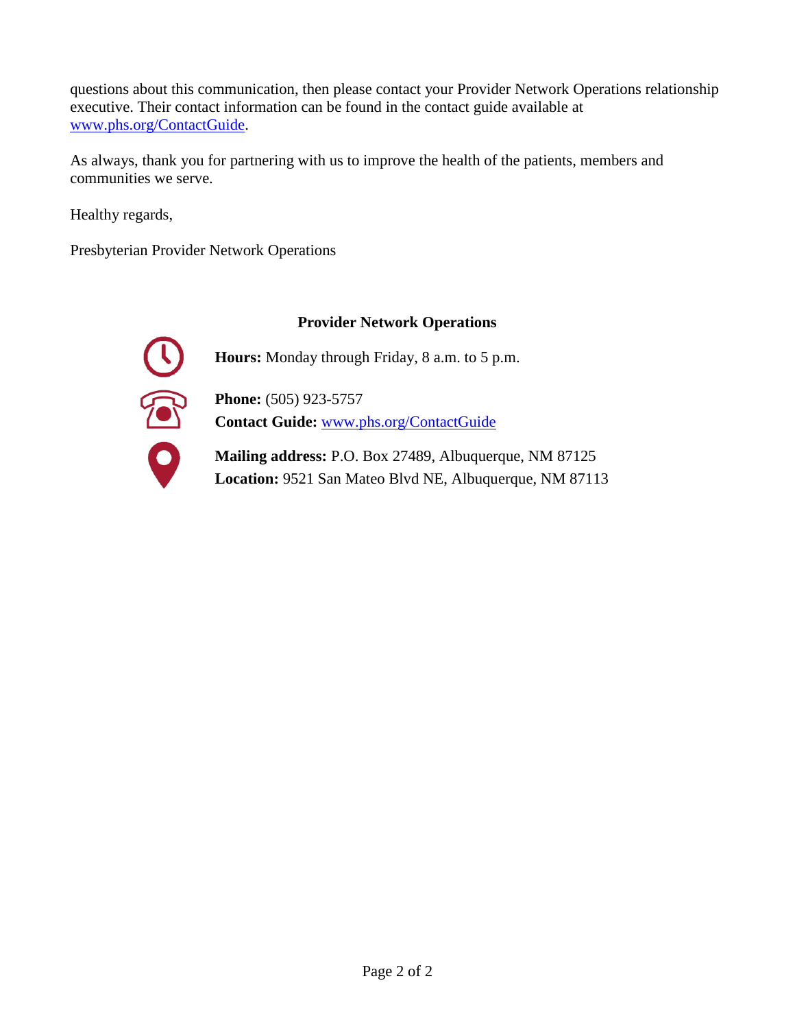questions about this communication, then please contact your Provider Network Operations relationship executive. Their contact information can be found in the contact guide available at [www.phs.org/ContactGuide](www.phs.org/ContactGuide).

As always, thank you for partnering with us to improve the health of the patients, members and communities we serve.

Healthy regards,

Presbyterian Provider Network Operations

**Provider Network Operations**

**Hours:** Monday through Friday, 8 a.m. to 5 p.m.

**Phone:** (505) 923-5757
**Contact Guide:** [www.phs.org/ContactGuide](www.phs.org/ContactGuide)

**Mailing address:** P.O. Box 27489, Albuquerque, NM 87125
**Location:** 9521 San Mateo Blvd NE, Albuquerque, NM 87113